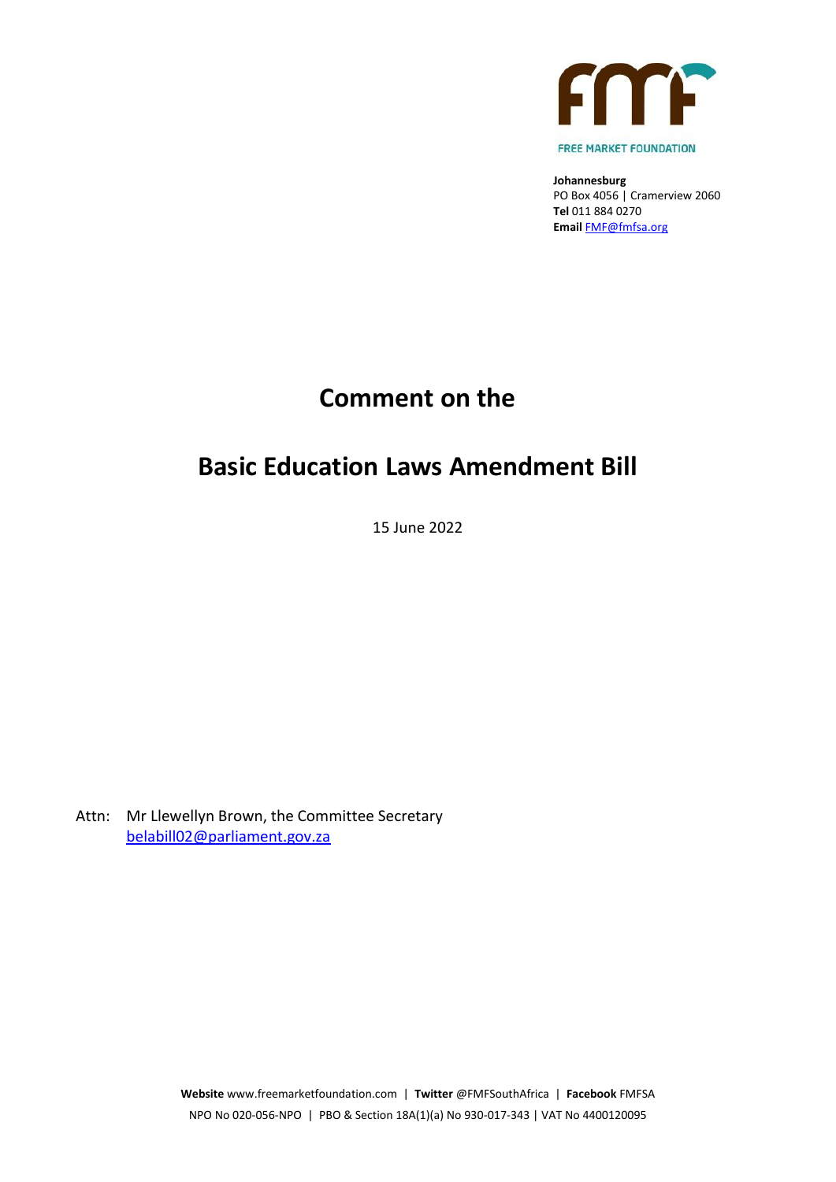FREE MARKET FOUNDATION

**Johannesburg**
PO Box 4056 | Cramerview 2060
**Tel** 011 884 0270
**Email** FMF@fmfsa.org

# Comment on the

# Basic Education Laws Amendment Bill

15 June 2022

Attn: Mr Llewellyn Brown, the Committee Secretary
belabill02@parliament.gov.za

**Website** www.freemarketfoundation.com | **Twitter** @FMFSouthAfrica | **Facebook** FMFSA
NPO No 020-056-NPO | PBO & Section 18A(1)(a) No 930-017-343 | VAT No 4400120095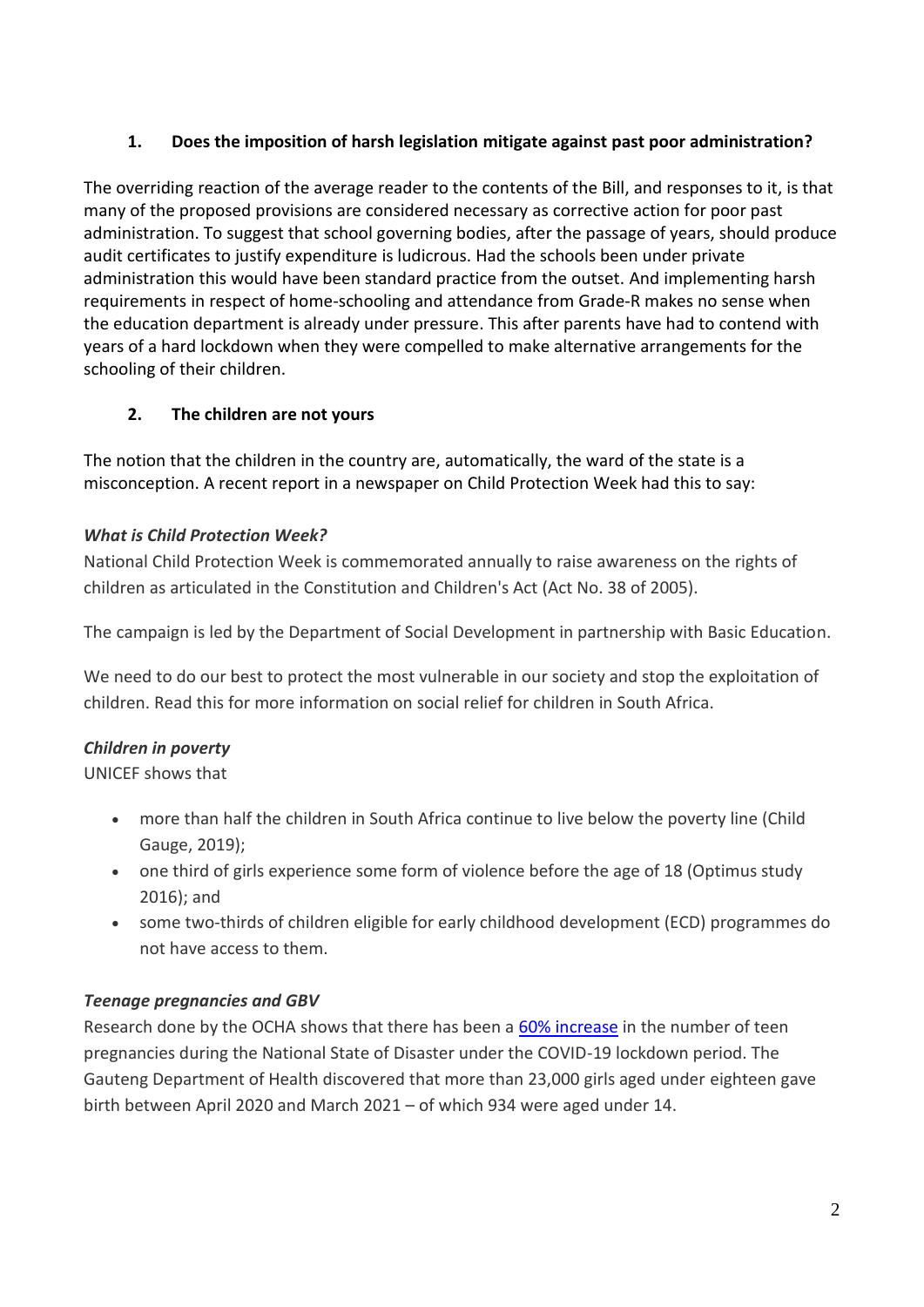## 1. Does the imposition of harsh legislation mitigate against past poor administration?

The overriding reaction of the average reader to the contents of the Bill, and responses to it, is that many of the proposed provisions are considered necessary as corrective action for poor past administration. To suggest that school governing bodies, after the passage of years, should produce audit certificates to justify expenditure is ludicrous. Had the schools been under private administration this would have been standard practice from the outset. And implementing harsh requirements in respect of home-schooling and attendance from Grade-R makes no sense when the education department is already under pressure. This after parents have had to contend with years of a hard lockdown when they were compelled to make alternative arrangements for the schooling of their children.

## 2. The children are not yours

The notion that the children in the country are, automatically, the ward of the state is a misconception. A recent report in a newspaper on Child Protection Week had this to say:

### *What is Child Protection Week?*

National Child Protection Week is commemorated annually to raise awareness on the rights of children as articulated in the Constitution and Children's Act (Act No. 38 of 2005).

The campaign is led by the Department of Social Development in partnership with Basic Education.

We need to do our best to protect the most vulnerable in our society and stop the exploitation of children. Read this for more information on social relief for children in South Africa.

### *Children in poverty*

UNICEF shows that

- more than half the children in South Africa continue to live below the poverty line (Child Gauge, 2019);
- one third of girls experience some form of violence before the age of 18 (Optimus study 2016); and
- some two-thirds of children eligible for early childhood development (ECD) programmes do not have access to them.

### *Teenage pregnancies and GBV*

Research done by the OCHA shows that there has been a 60% increase in the number of teen pregnancies during the National State of Disaster under the COVID-19 lockdown period. The Gauteng Department of Health discovered that more than 23,000 girls aged under eighteen gave birth between April 2020 and March 2021 – of which 934 were aged under 14.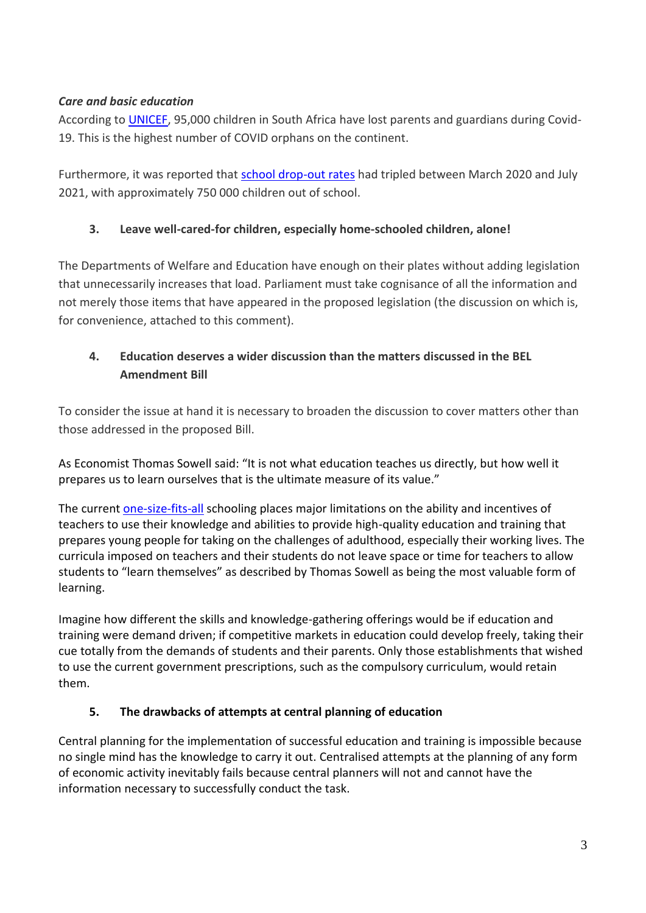***Care and basic education***

According to [UNICEF](), 95,000 children in South Africa have lost parents and guardians during Covid-19. This is the highest number of COVID orphans on the continent.

Furthermore, it was reported that [school drop-out rates]() had tripled between March 2020 and July 2021, with approximately 750 000 children out of school.

## 3. Leave well-cared-for children, especially home-schooled children, alone!

The Departments of Welfare and Education have enough on their plates without adding legislation that unnecessarily increases that load. Parliament must take cognisance of all the information and not merely those items that have appeared in the proposed legislation (the discussion on which is, for convenience, attached to this comment).

## 4. Education deserves a wider discussion than the matters discussed in the BEL Amendment Bill

To consider the issue at hand it is necessary to broaden the discussion to cover matters other than those addressed in the proposed Bill.

As Economist Thomas Sowell said: "It is not what education teaches us directly, but how well it prepares us to learn ourselves that is the ultimate measure of its value."

The current [one-size-fits-all]() schooling places major limitations on the ability and incentives of teachers to use their knowledge and abilities to provide high-quality education and training that prepares young people for taking on the challenges of adulthood, especially their working lives. The curricula imposed on teachers and their students do not leave space or time for teachers to allow students to "learn themselves" as described by Thomas Sowell as being the most valuable form of learning.

Imagine how different the skills and knowledge-gathering offerings would be if education and training were demand driven; if competitive markets in education could develop freely, taking their cue totally from the demands of students and their parents. Only those establishments that wished to use the current government prescriptions, such as the compulsory curriculum, would retain them.

## 5. The drawbacks of attempts at central planning of education

Central planning for the implementation of successful education and training is impossible because no single mind has the knowledge to carry it out. Centralised attempts at the planning of any form of economic activity inevitably fails because central planners will not and cannot have the information necessary to successfully conduct the task.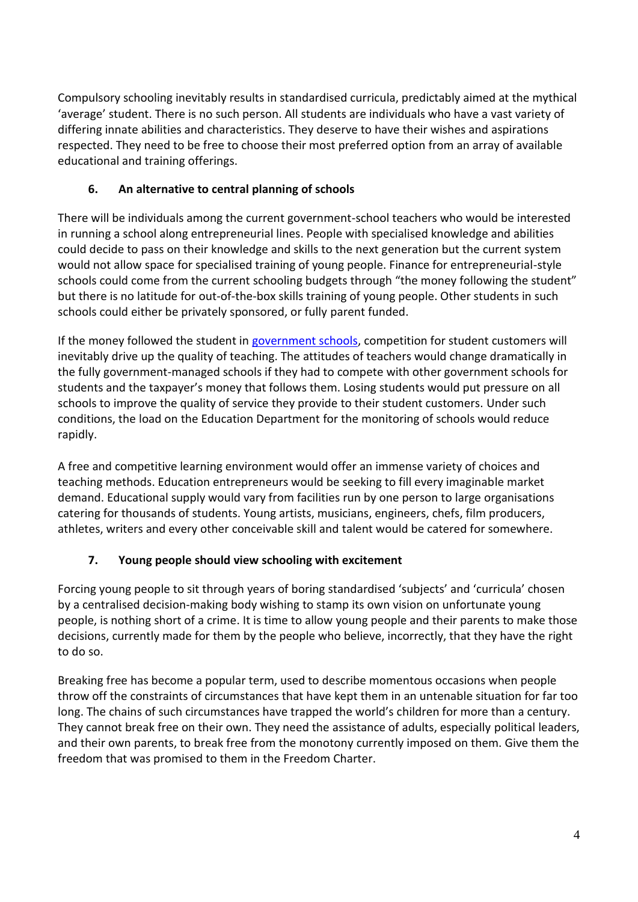Compulsory schooling inevitably results in standardised curricula, predictably aimed at the mythical 'average' student. There is no such person. All students are individuals who have a vast variety of differing innate abilities and characteristics. They deserve to have their wishes and aspirations respected. They need to be free to choose their most preferred option from an array of available educational and training offerings.

### 6. An alternative to central planning of schools

There will be individuals among the current government-school teachers who would be interested in running a school along entrepreneurial lines. People with specialised knowledge and abilities could decide to pass on their knowledge and skills to the next generation but the current system would not allow space for specialised training of young people. Finance for entrepreneurial-style schools could come from the current schooling budgets through "the money following the student" but there is no latitude for out-of-the-box skills training of young people. Other students in such schools could either be privately sponsored, or fully parent funded.

If the money followed the student in government schools, competition for student customers will inevitably drive up the quality of teaching. The attitudes of teachers would change dramatically in the fully government-managed schools if they had to compete with other government schools for students and the taxpayer's money that follows them. Losing students would put pressure on all schools to improve the quality of service they provide to their student customers. Under such conditions, the load on the Education Department for the monitoring of schools would reduce rapidly.

A free and competitive learning environment would offer an immense variety of choices and teaching methods. Education entrepreneurs would be seeking to fill every imaginable market demand. Educational supply would vary from facilities run by one person to large organisations catering for thousands of students. Young artists, musicians, engineers, chefs, film producers, athletes, writers and every other conceivable skill and talent would be catered for somewhere.

### 7. Young people should view schooling with excitement

Forcing young people to sit through years of boring standardised 'subjects' and 'curricula' chosen by a centralised decision-making body wishing to stamp its own vision on unfortunate young people, is nothing short of a crime. It is time to allow young people and their parents to make those decisions, currently made for them by the people who believe, incorrectly, that they have the right to do so.

Breaking free has become a popular term, used to describe momentous occasions when people throw off the constraints of circumstances that have kept them in an untenable situation for far too long. The chains of such circumstances have trapped the world's children for more than a century. They cannot break free on their own. They need the assistance of adults, especially political leaders, and their own parents, to break free from the monotony currently imposed on them. Give them the freedom that was promised to them in the Freedom Charter.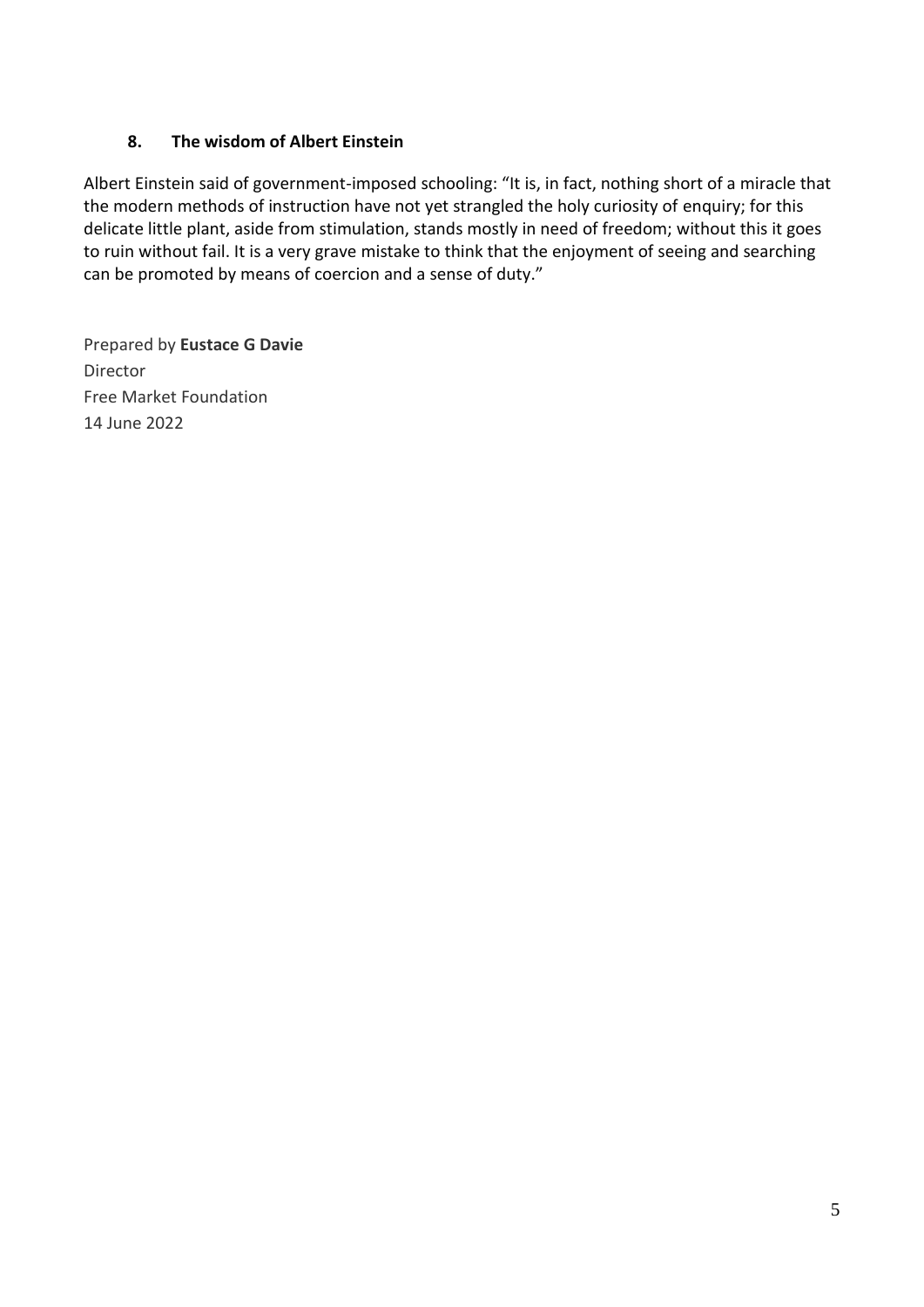## 8. The wisdom of Albert Einstein

Albert Einstein said of government-imposed schooling: "It is, in fact, nothing short of a miracle that the modern methods of instruction have not yet strangled the holy curiosity of enquiry; for this delicate little plant, aside from stimulation, stands mostly in need of freedom; without this it goes to ruin without fail. It is a very grave mistake to think that the enjoyment of seeing and searching can be promoted by means of coercion and a sense of duty."

Prepared by **Eustace G Davie**
Director
Free Market Foundation
14 June 2022